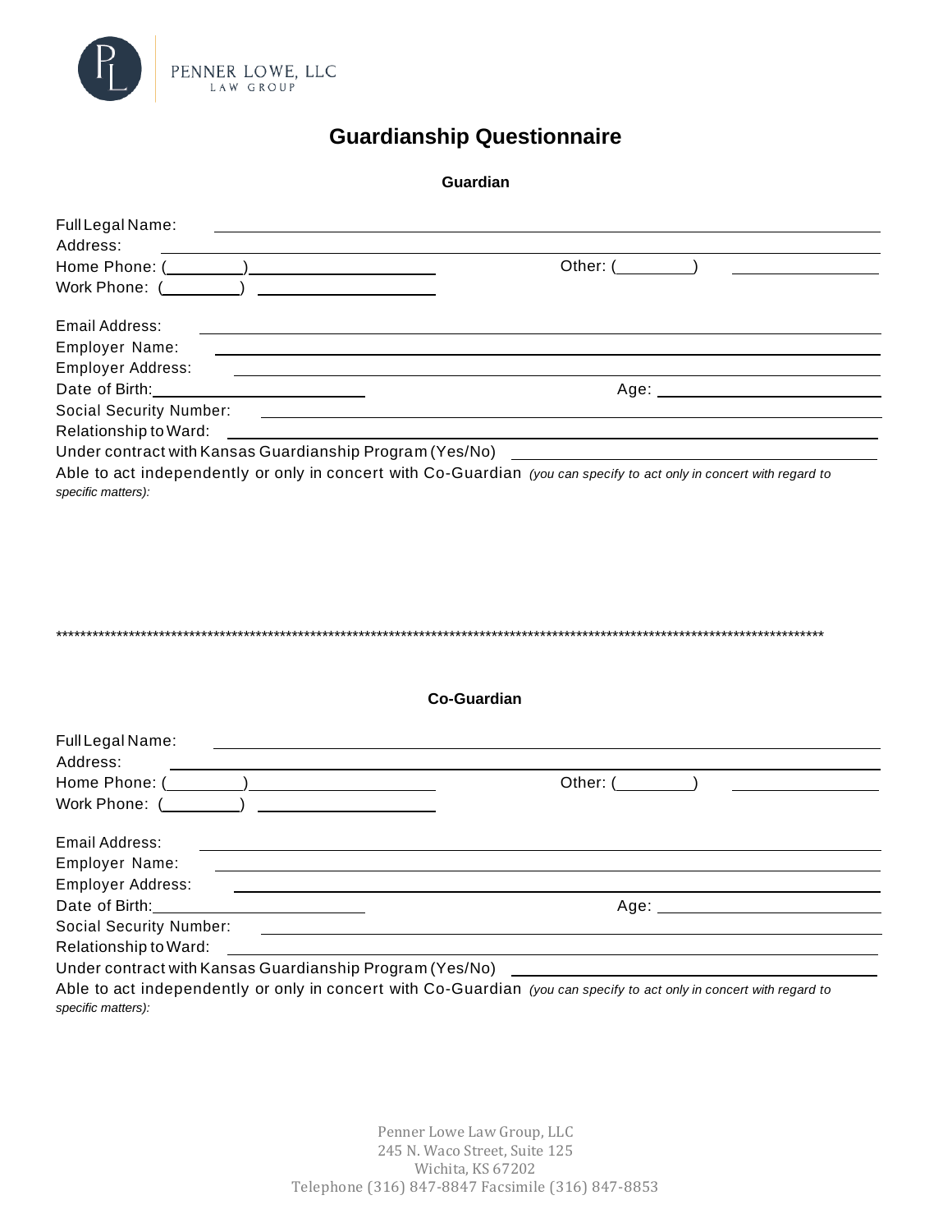PENNER LOWE, LLC
LAW GROUP

# Guardianship Questionnaire

## Guardian

Full Legal Name: ______________________________________________

Address: ______________________________________________

Home Phone: (________) ____________________ Other: (________) ________________

Work Phone: (________) ____________________

Email Address: ______________________________________________

Employer Name: ______________________________________________

Employer Address: ______________________________________________

Date of Birth: ____________________ Age: ____________________

Social Security Number: ______________________________________________

Relationship to Ward: ______________________________________________

Under contract with Kansas Guardianship Program (Yes/No) ______________________________

Able to act independently or only in concert with Co-Guardian *(you can specify to act only in concert with regard to specific matters):*

*****************************************************************************************************************************

## Co-Guardian

Full Legal Name: ______________________________________________

Address: ______________________________________________

Home Phone: (________) ____________________ Other: (________) ________________

Work Phone: (________) ____________________

Email Address: ______________________________________________

Employer Name: ______________________________________________

Employer Address: ______________________________________________

Date of Birth: ____________________ Age: ____________________

Social Security Number: ______________________________________________

Relationship to Ward: ______________________________________________

Under contract with Kansas Guardianship Program (Yes/No) ______________________________

Able to act independently or only in concert with Co-Guardian *(you can specify to act only in concert with regard to specific matters):*

Penner Lowe Law Group, LLC
245 N. Waco Street, Suite 125
Wichita, KS 67202
Telephone (316) 847-8847 Facsimile (316) 847-8853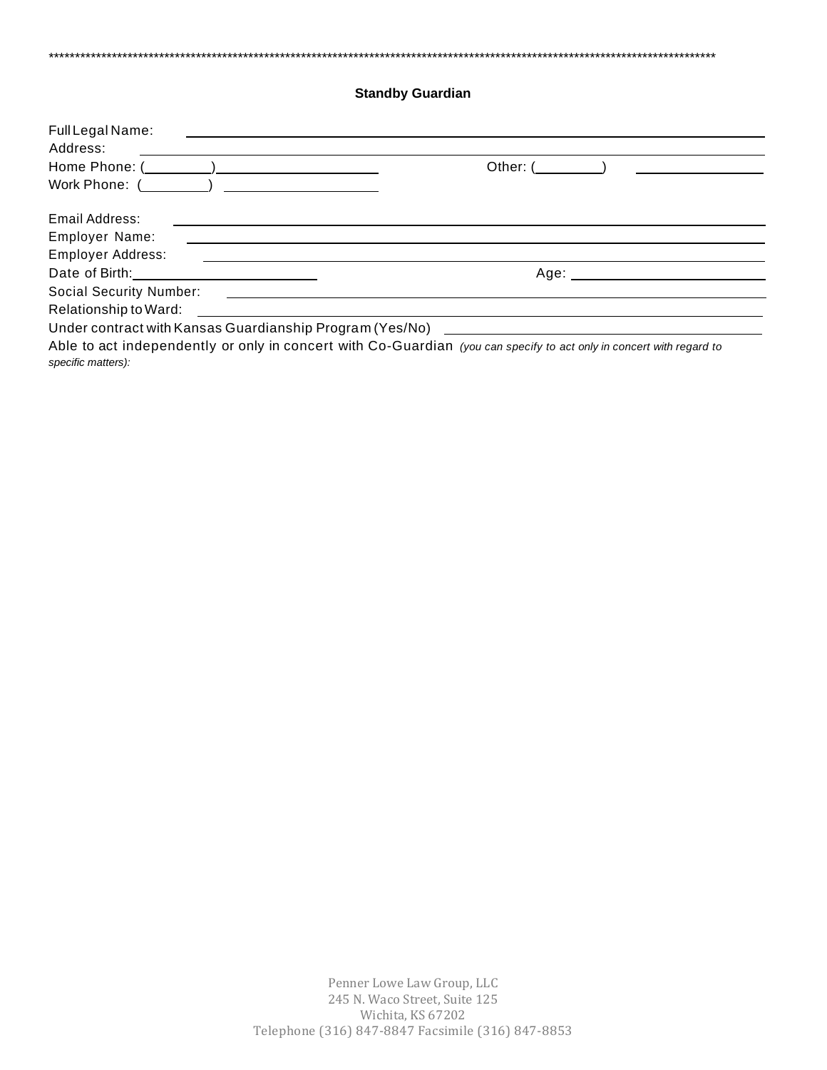*******************************************************************************************************************************************

## Standby Guardian

Full Legal Name: ______________________________________________

Address: ______________________________________________

Home Phone: (________) ____________________ Other: (________) ________________

Work Phone: (________) ____________________

Email Address: ______________________________________________

Employer Name: ______________________________________________

Employer Address: ______________________________________________

Date of Birth: ____________________ Age: ____________________

Social Security Number: ______________________________________________

Relationship to Ward: ______________________________________________

Under contract with Kansas Guardianship Program (Yes/No) ______________________________

Able to act independently or only in concert with Co-Guardian *(you can specify to act only in concert with regard to specific matters):*

Penner Lowe Law Group, LLC
245 N. Waco Street, Suite 125
Wichita, KS 67202
Telephone (316) 847-8847 Facsimile (316) 847-8853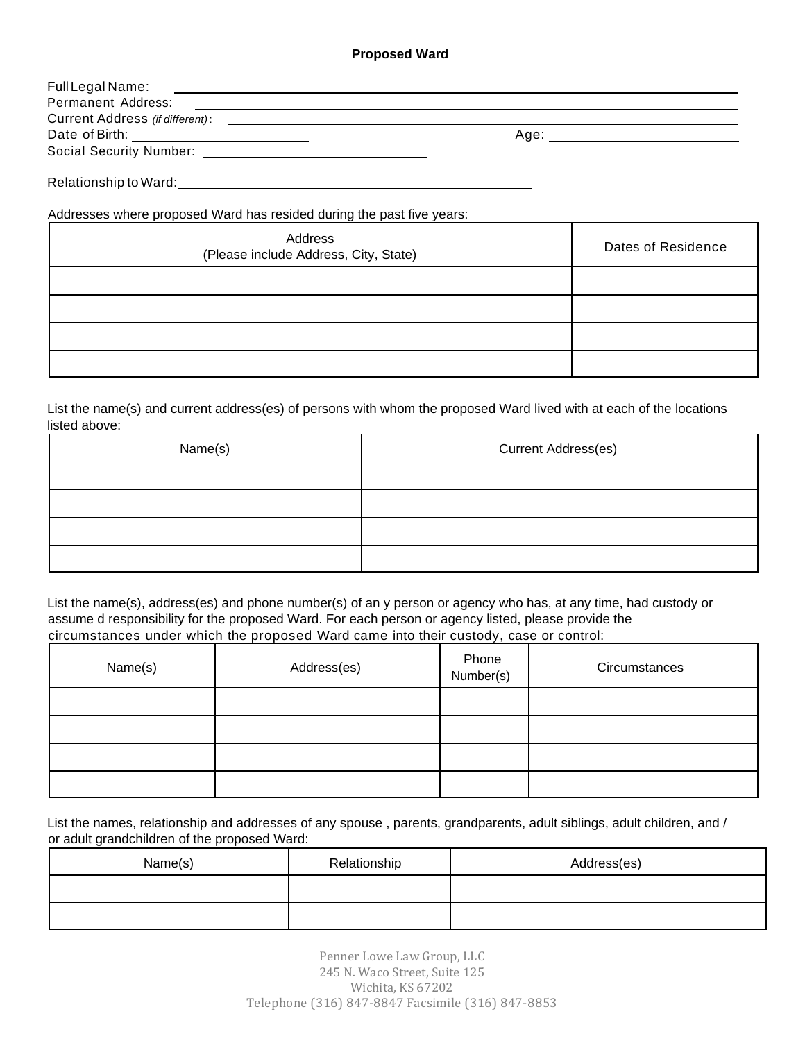### Proposed Ward

Full Legal Name: ____________________________________________
Permanent Address: ____________________________________________
Current Address *(if different)*: ____________________________________________
Date of Birth: ____________________ Age: ____________________
Social Security Number: ____________________

Relationship to Ward: ____________________________________________

Addresses where proposed Ward has resided during the past five years:

| Address<br>(Please include Address, City, State) | Dates of Residence |
|---|---|
| | |
| | |
| | |
| | |

List the name(s) and current address(es) of persons with whom the proposed Ward lived with at each of the locations listed above:

| Name(s) | Current Address(es) |
|---|---|
| | |
| | |
| | |
| | |

List the name(s), address(es) and phone number(s) of an y person or agency who has, at any time, had custody or assume d responsibility for the proposed Ward. For each person or agency listed, please provide the circumstances under which the proposed Ward came into their custody, case or control:

| Name(s) | Address(es) | Phone Number(s) | Circumstances |
|---|---|---|---|
| | | | |
| | | | |
| | | | |
| | | | |

List the names, relationship and addresses of any spouse , parents, grandparents, adult siblings, adult children, and / or adult grandchildren of the proposed Ward:

| Name(s) | Relationship | Address(es) |
|---|---|---|
| | | |
| | | |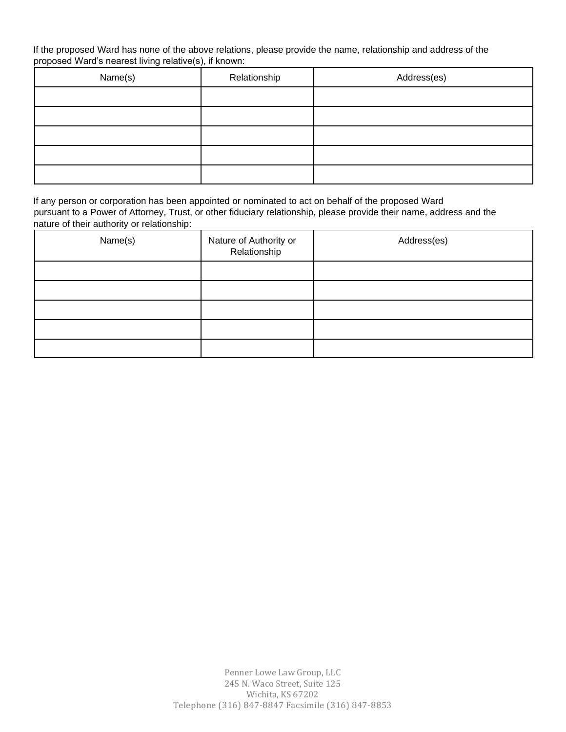If the proposed Ward has none of the above relations, please provide the name, relationship and address of the proposed Ward's nearest living relative(s), if known:

| Name(s) | Relationship | Address(es) |
|---|---|---|
| | | |
| | | |
| | | |
| | | |
| | | |

If any person or corporation has been appointed or nominated to act on behalf of the proposed Ward pursuant to a Power of Attorney, Trust, or other fiduciary relationship, please provide their name, address and the nature of their authority or relationship:

| Name(s) | Nature of Authority or Relationship | Address(es) |
|---|---|---|
| | | |
| | | |
| | | |
| | | |
| | | |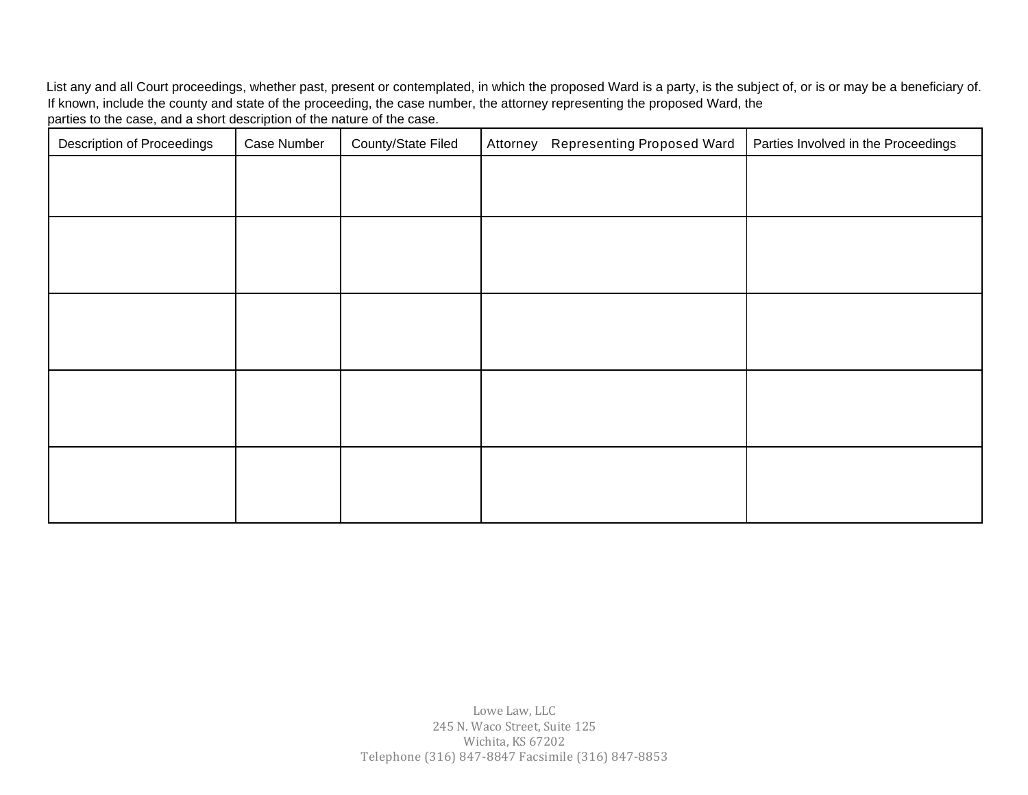List any and all Court proceedings, whether past, present or contemplated, in which the proposed Ward is a party, is the subject of, or is or may be a beneficiary of. If known, include the county and state of the proceeding, the case number, the attorney representing the proposed Ward, the parties to the case, and a short description of the nature of the case.

| Description of Proceedings | Case Number | County/State Filed | Attorney Representing Proposed Ward | Parties Involved in the Proceedings |
|---|---|---|---|---|
| | | | | |
| | | | | |
| | | | | |
| | | | | |
| | | | | |

Lowe Law, LLC
245 N. Waco Street, Suite 125
Wichita, KS 67202
Telephone (316) 847-8847 Facsimile (316) 847-8853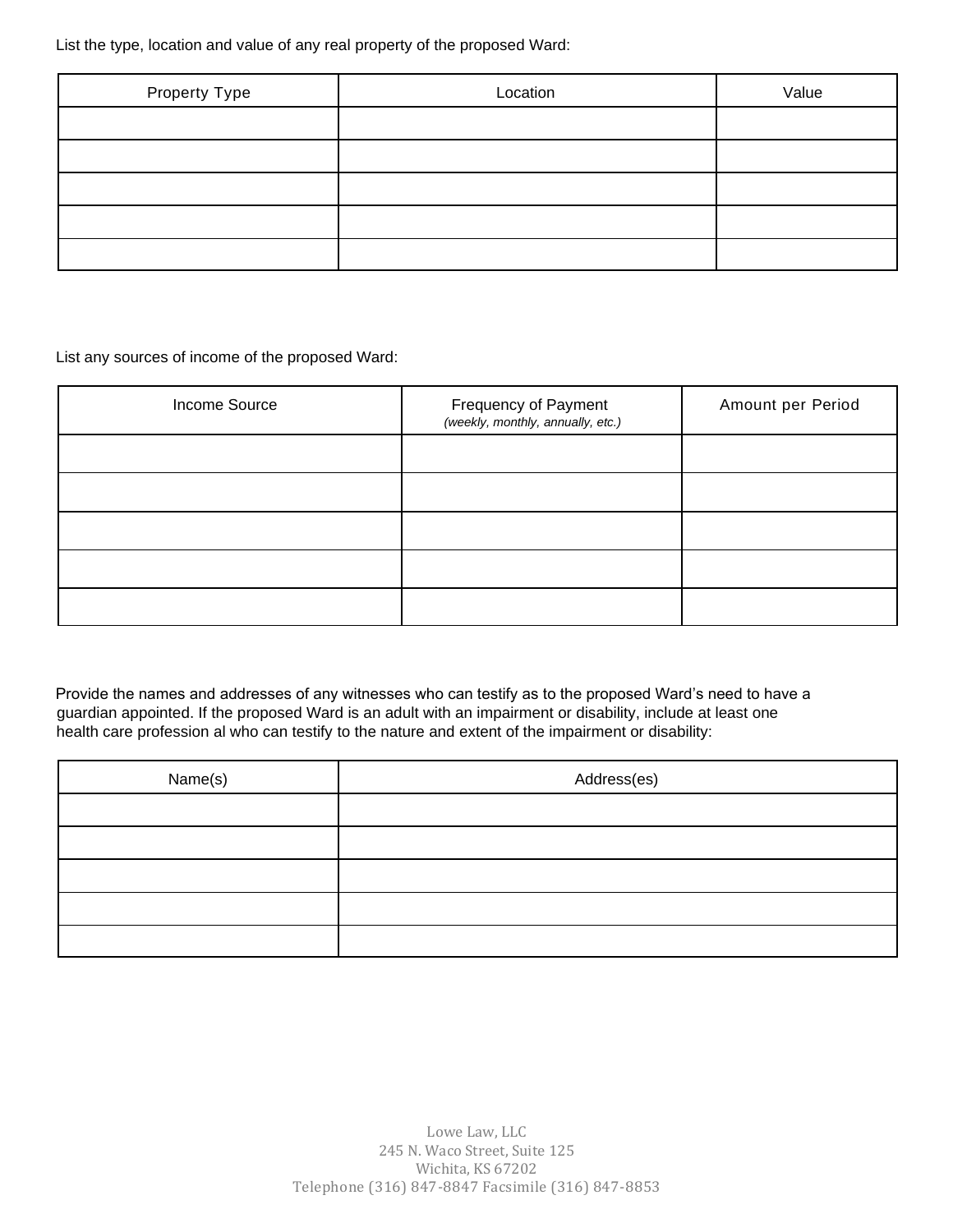List the type, location and value of any real property of the proposed Ward:

| Property Type | Location | Value |
| --- | --- | --- |
| | | |
| | | |
| | | |
| | | |
| | | |

List any sources of income of the proposed Ward:

| Income Source | Frequency of Payment *(weekly, monthly, annually, etc.)* | Amount per Period |
| --- | --- | --- |
| | | |
| | | |
| | | |
| | | |
| | | |

Provide the names and addresses of any witnesses who can testify as to the proposed Ward's need to have a guardian appointed. If the proposed Ward is an adult with an impairment or disability, include at least one health care profession al who can testify to the nature and extent of the impairment or disability:

| Name(s) | Address(es) |
| --- | --- |
| | |
| | |
| | |
| | |
| | |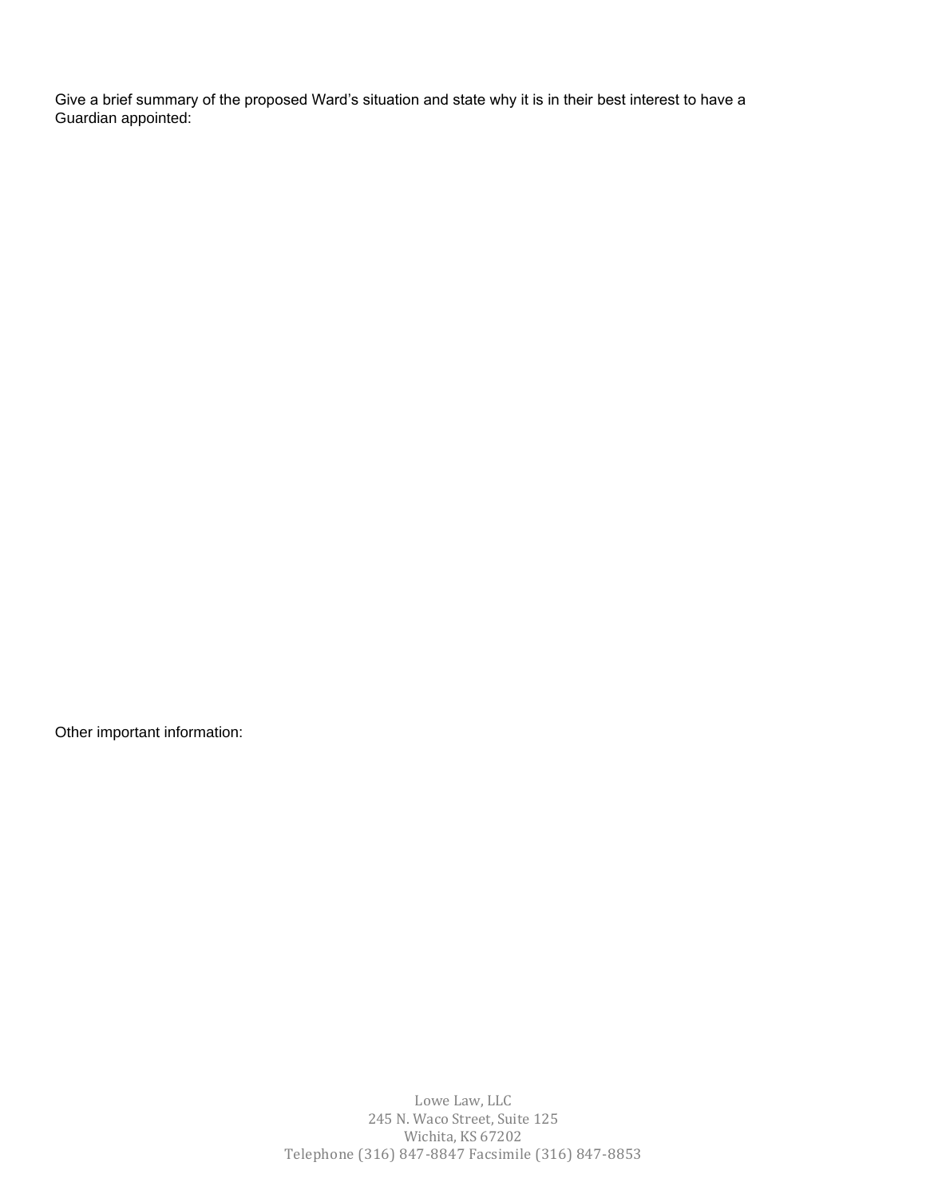Give a brief summary of the proposed Ward's situation and state why it is in their best interest to have a Guardian appointed:

Other important information: